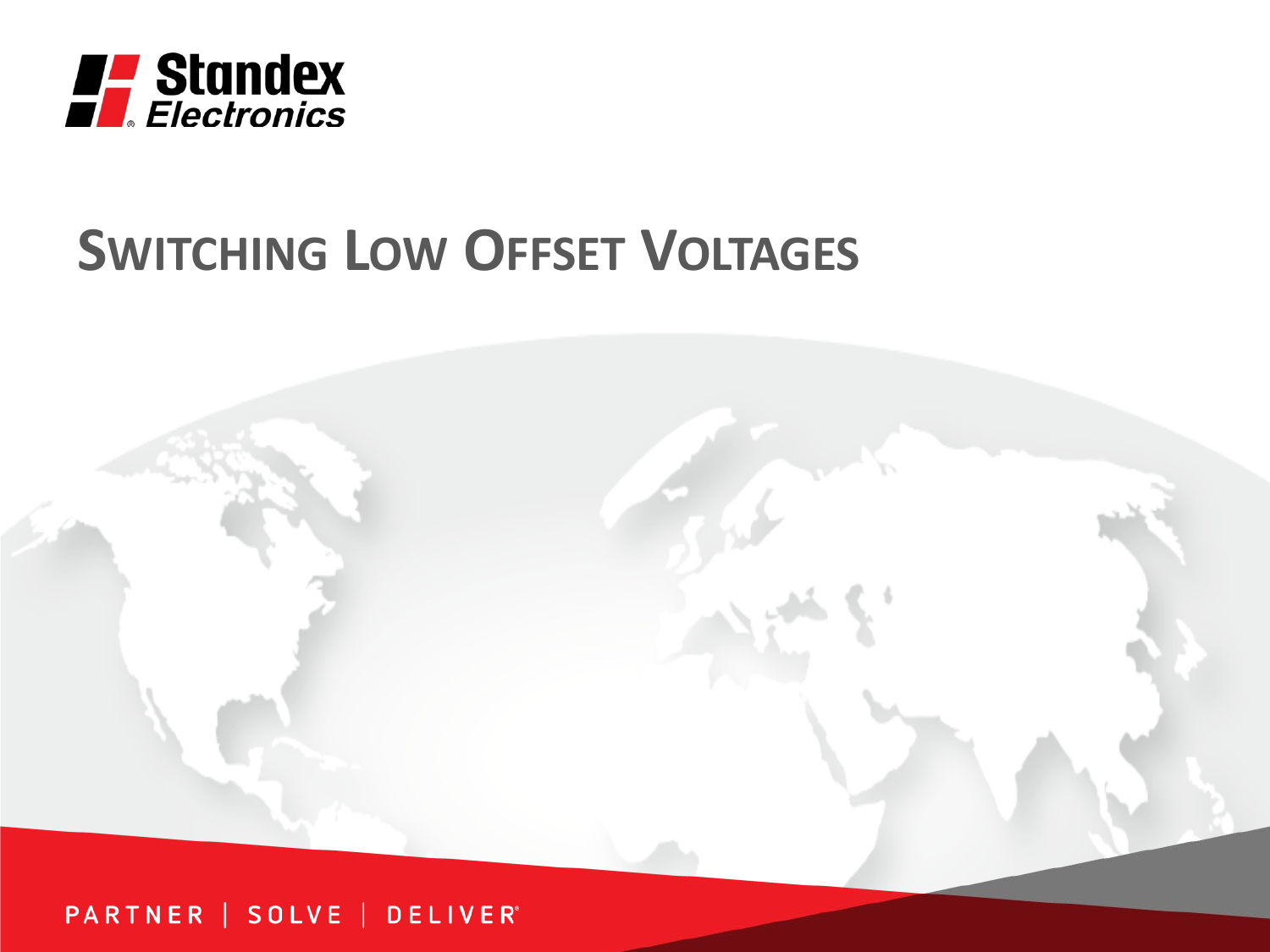Standex Electronics

# Switching Low Offset Voltages

PARTNER | SOLVE | DELIVER®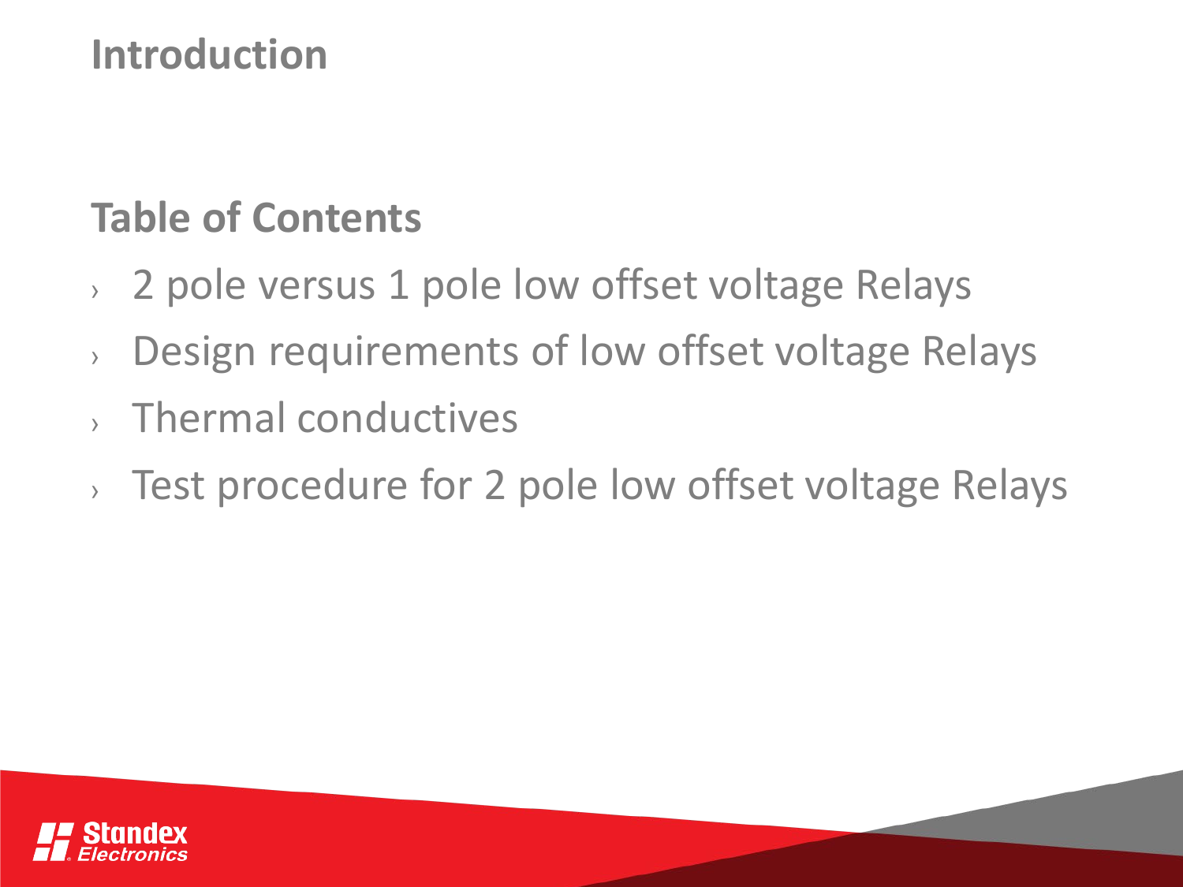## Introduction

## Table of Contents

- 2 pole versus 1 pole low offset voltage Relays
- Design requirements of low offset voltage Relays
- Thermal conductives
- Test procedure for 2 pole low offset voltage Relays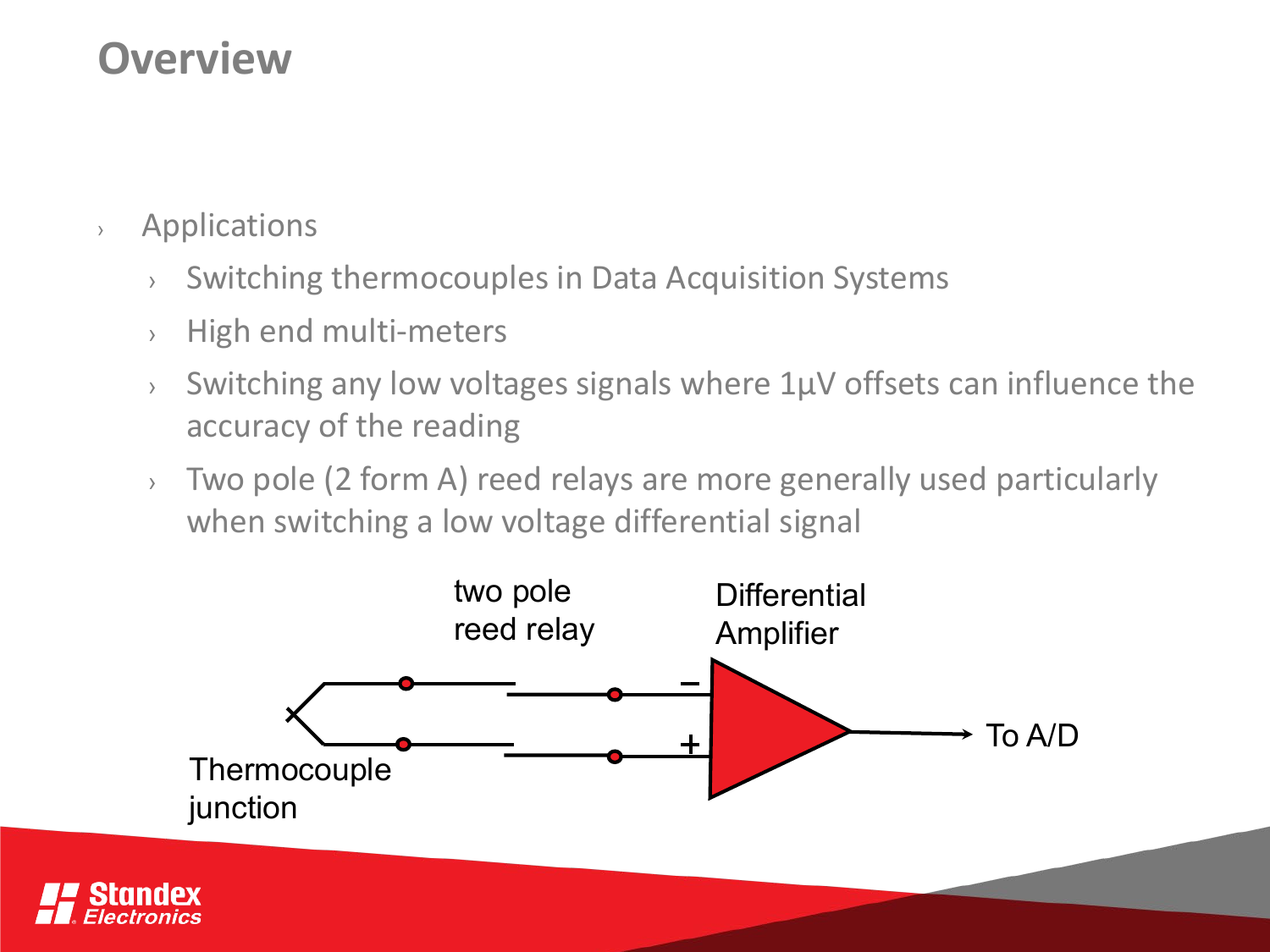# Overview

- Applications
  - Switching thermocouples in Data Acquisition Systems
  - High end multi-meters
  - Switching any low voltages signals where 1µV offsets can influence the accuracy of the reading
  - Two pole (2 form A) reed relays are more generally used particularly when switching a low voltage differential signal

two pole reed relay

Differential Amplifier

Thermocouple junction

To A/D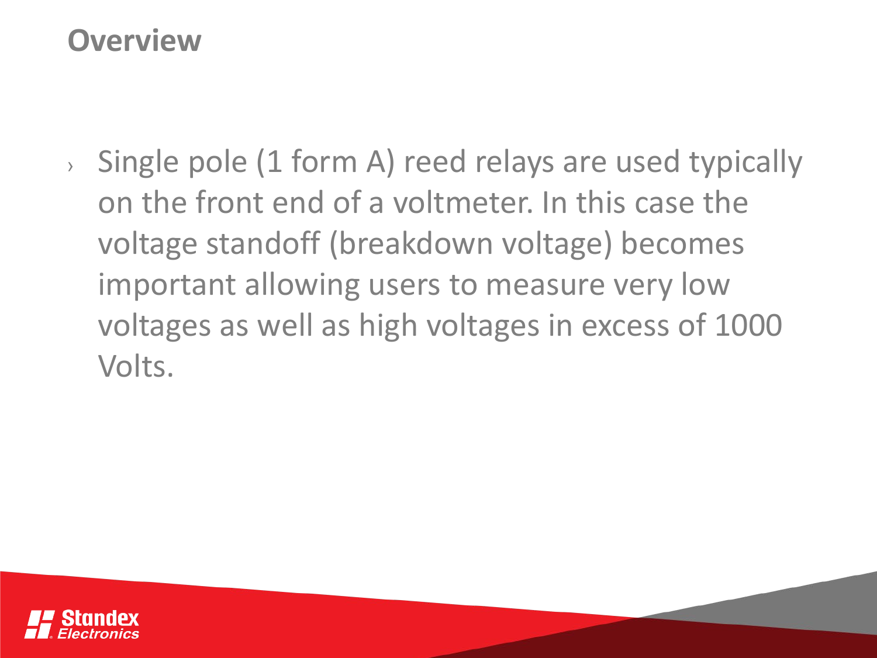## Overview

- Single pole (1 form A) reed relays are used typically on the front end of a voltmeter. In this case the voltage standoff (breakdown voltage) becomes important allowing users to measure very low voltages as well as high voltages in excess of 1000 Volts.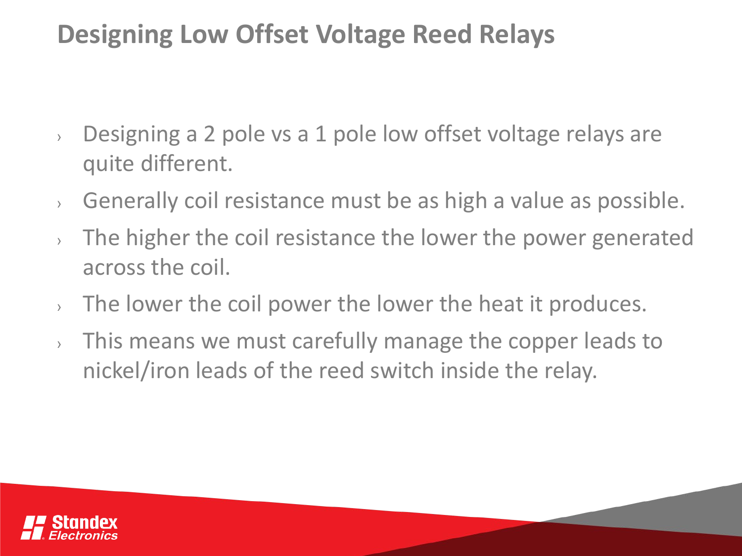# Designing Low Offset Voltage Reed Relays

- Designing a 2 pole vs a 1 pole low offset voltage relays are quite different.
- Generally coil resistance must be as high a value as possible.
- The higher the coil resistance the lower the power generated across the coil.
- The lower the coil power the lower the heat it produces.
- This means we must carefully manage the copper leads to nickel/iron leads of the reed switch inside the relay.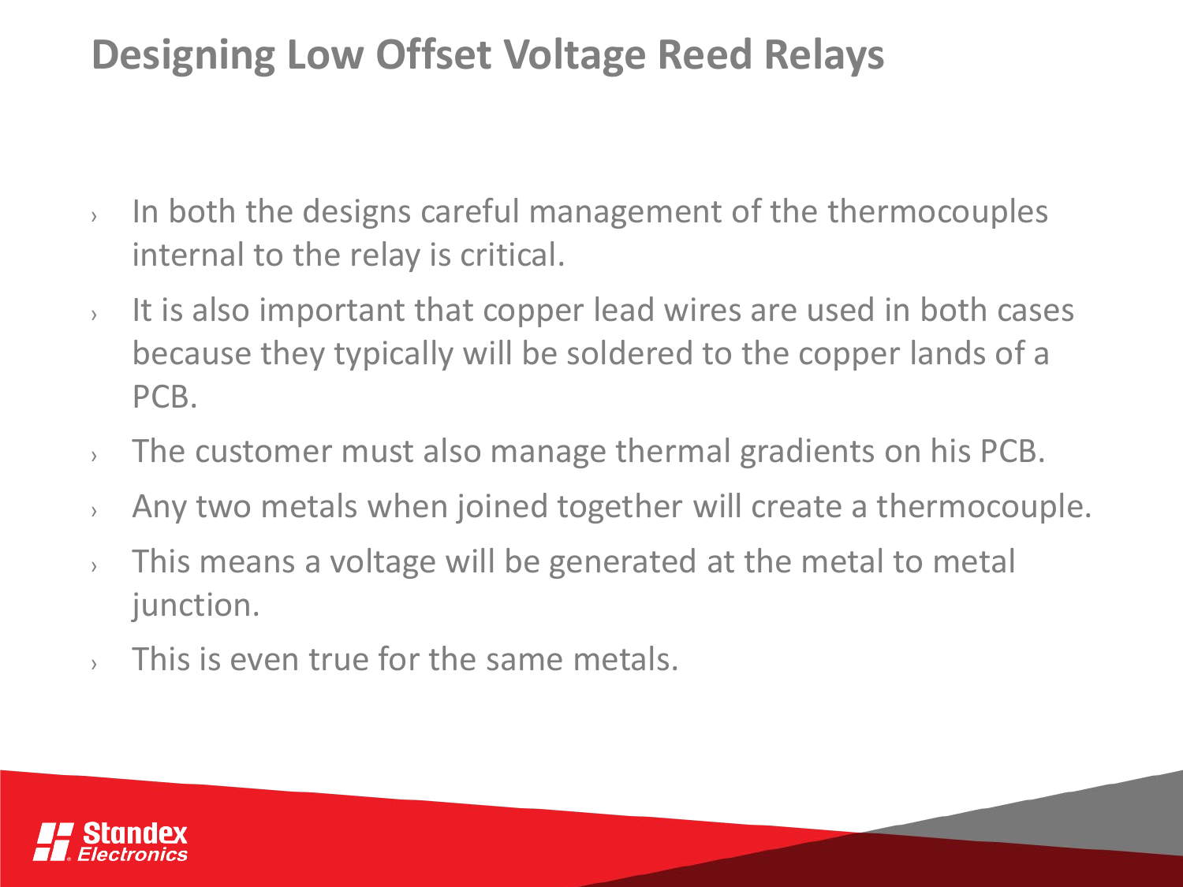# Designing Low Offset Voltage Reed Relays

- In both the designs careful management of the thermocouples internal to the relay is critical.
- It is also important that copper lead wires are used in both cases because they typically will be soldered to the copper lands of a PCB.
- The customer must also manage thermal gradients on his PCB.
- Any two metals when joined together will create a thermocouple.
- This means a voltage will be generated at the metal to metal junction.
- This is even true for the same metals.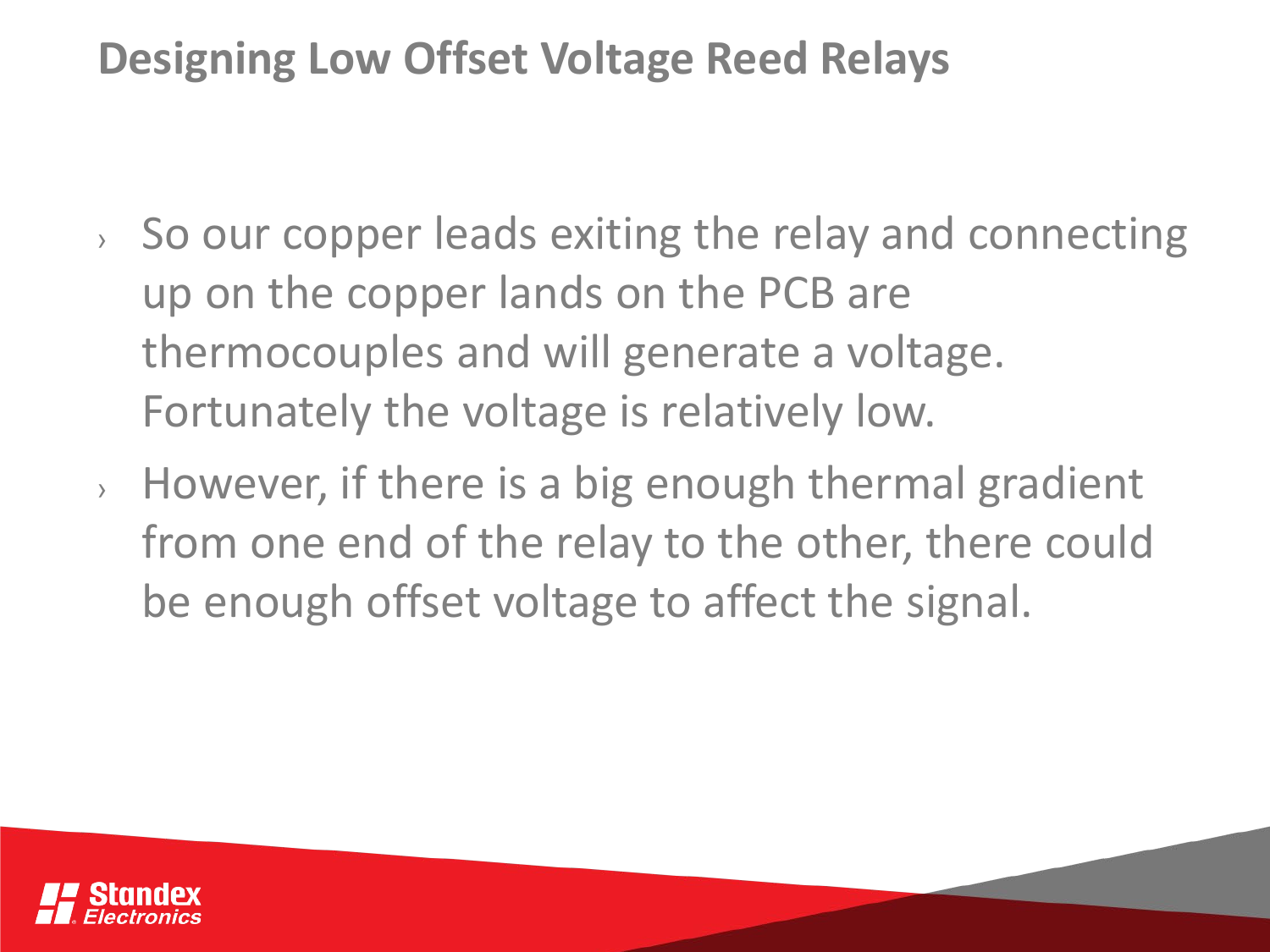# Designing Low Offset Voltage Reed Relays

- So our copper leads exiting the relay and connecting up on the copper lands on the PCB are thermocouples and will generate a voltage. Fortunately the voltage is relatively low.
- However, if there is a big enough thermal gradient from one end of the relay to the other, there could be enough offset voltage to affect the signal.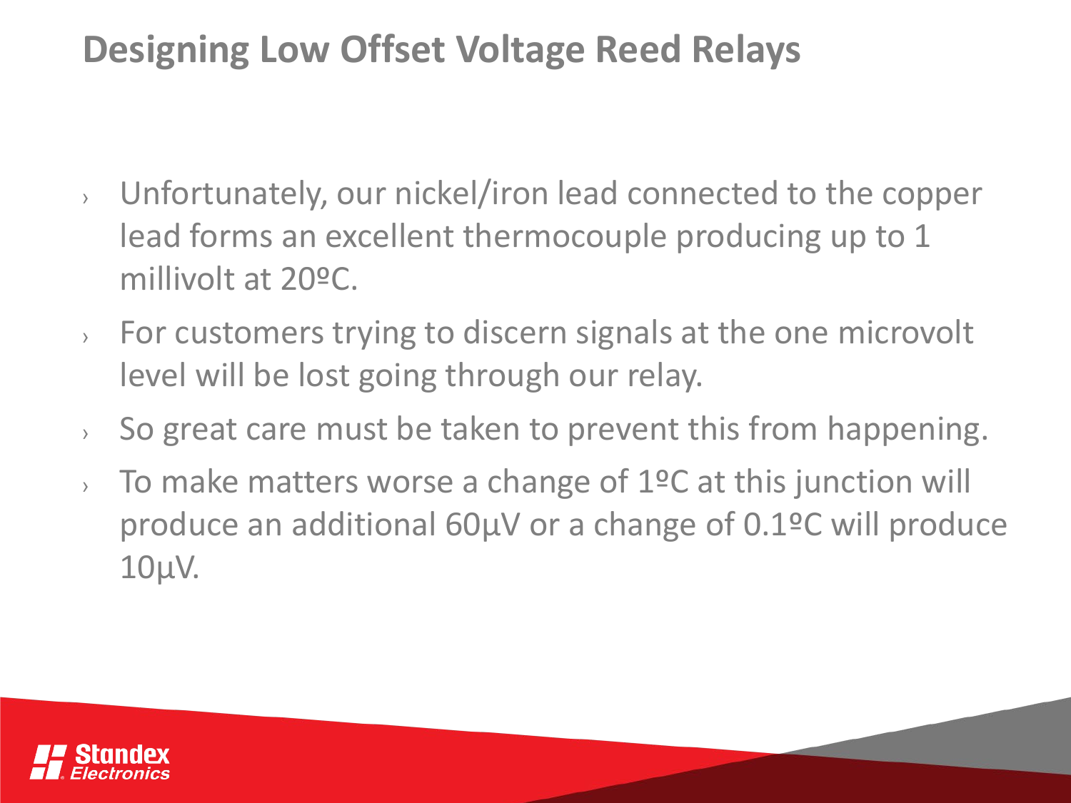# Designing Low Offset Voltage Reed Relays

- Unfortunately, our nickel/iron lead connected to the copper lead forms an excellent thermocouple producing up to 1 millivolt at 20ºC.
- For customers trying to discern signals at the one microvolt level will be lost going through our relay.
- So great care must be taken to prevent this from happening.
- To make matters worse a change of 1ºC at this junction will produce an additional 60µV or a change of 0.1ºC will produce 10µV.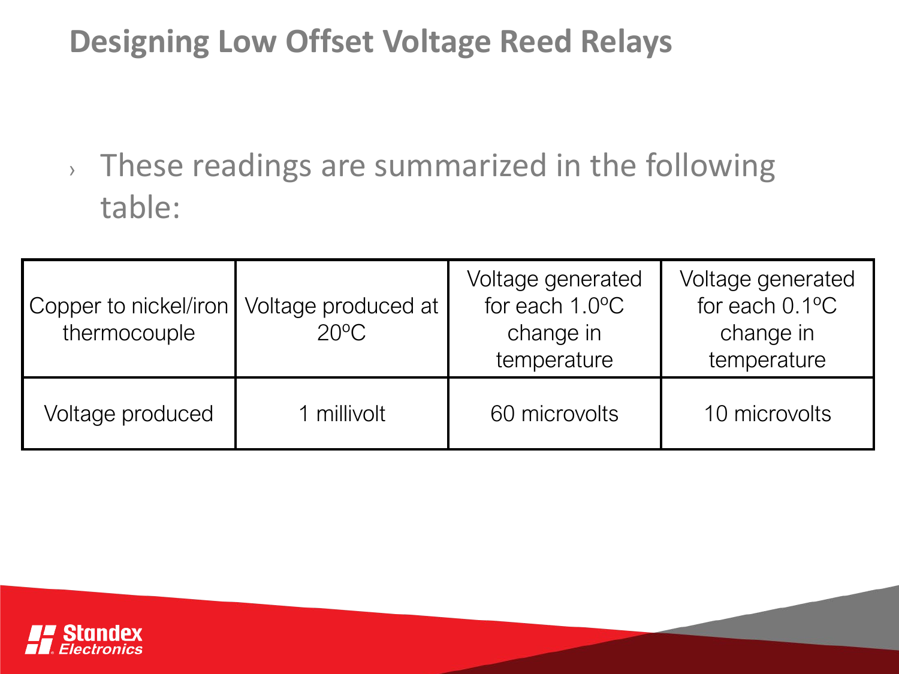# Designing Low Offset Voltage Reed Relays

- These readings are summarized in the following table:

| Copper to nickel/iron thermocouple | Voltage produced at 20ºC | Voltage generated for each 1.0ºC change in temperature | Voltage generated for each 0.1ºC change in temperature |
|---|---|---|---|
| Voltage produced | 1 millivolt | 60 microvolts | 10 microvolts |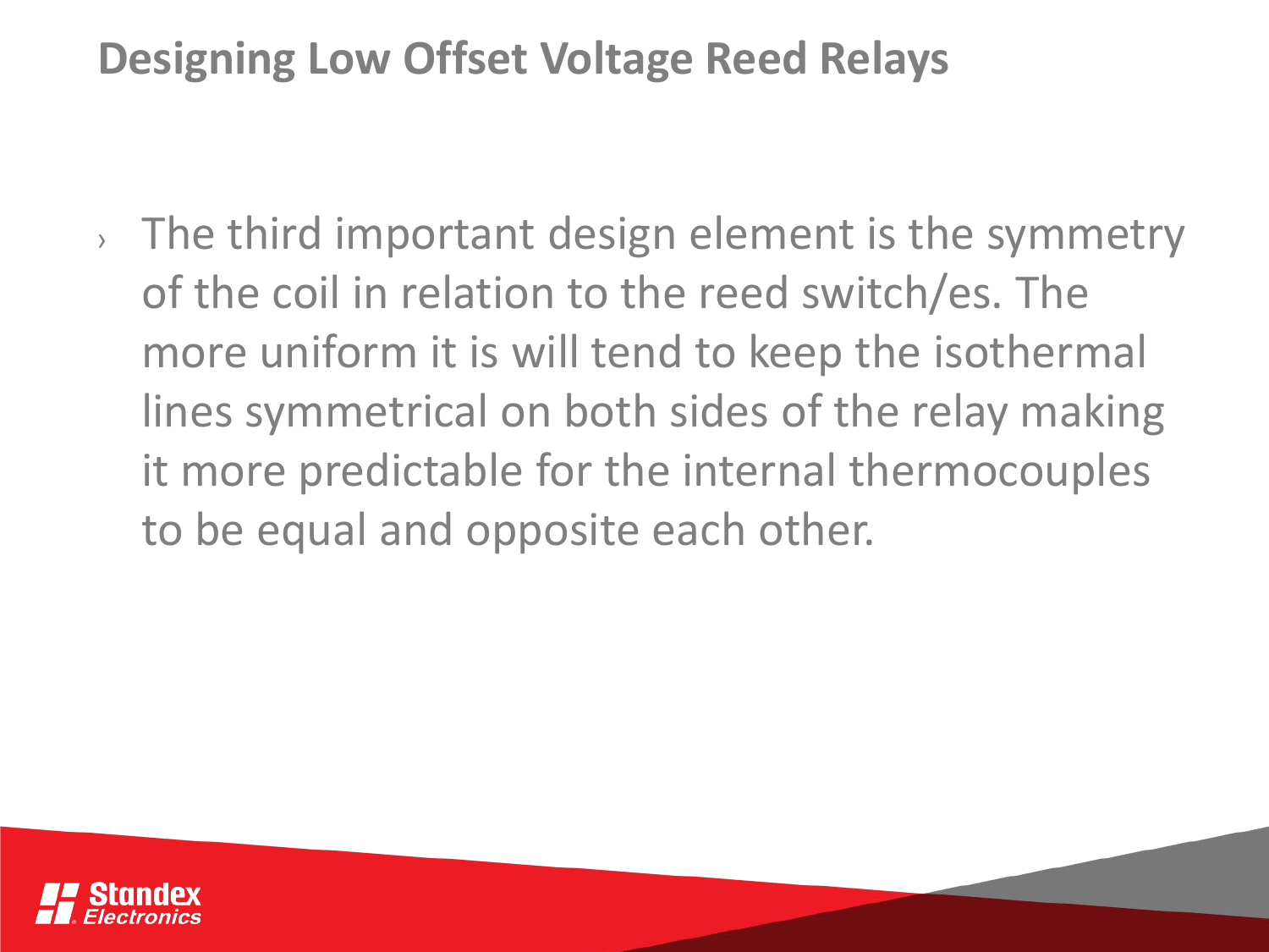## Designing Low Offset Voltage Reed Relays

- The third important design element is the symmetry of the coil in relation to the reed switch/es. The more uniform it is will tend to keep the isothermal lines symmetrical on both sides of the relay making it more predictable for the internal thermocouples to be equal and opposite each other.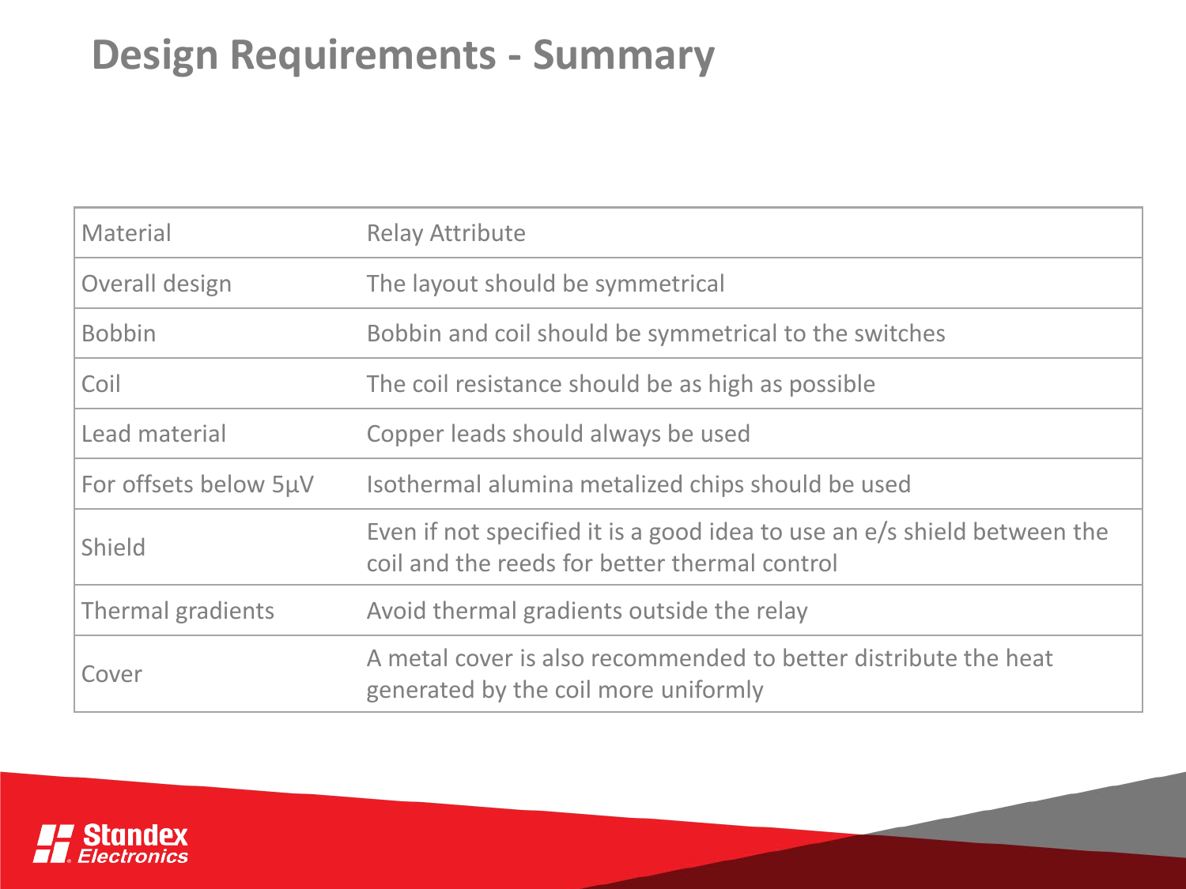# Design Requirements - Summary

| Material | Relay Attribute |
|---|---|
| Overall design | The layout should be symmetrical |
| Bobbin | Bobbin and coil should be symmetrical to the switches |
| Coil | The coil resistance should be as high as possible |
| Lead material | Copper leads should always be used |
| For offsets below 5µV | Isothermal alumina metalized chips should be used |
| Shield | Even if not specified it is a good idea to use an e/s shield between the coil and the reeds for better thermal control |
| Thermal gradients | Avoid thermal gradients outside the relay |
| Cover | A metal cover is also recommended to better distribute the heat generated by the coil more uniformly |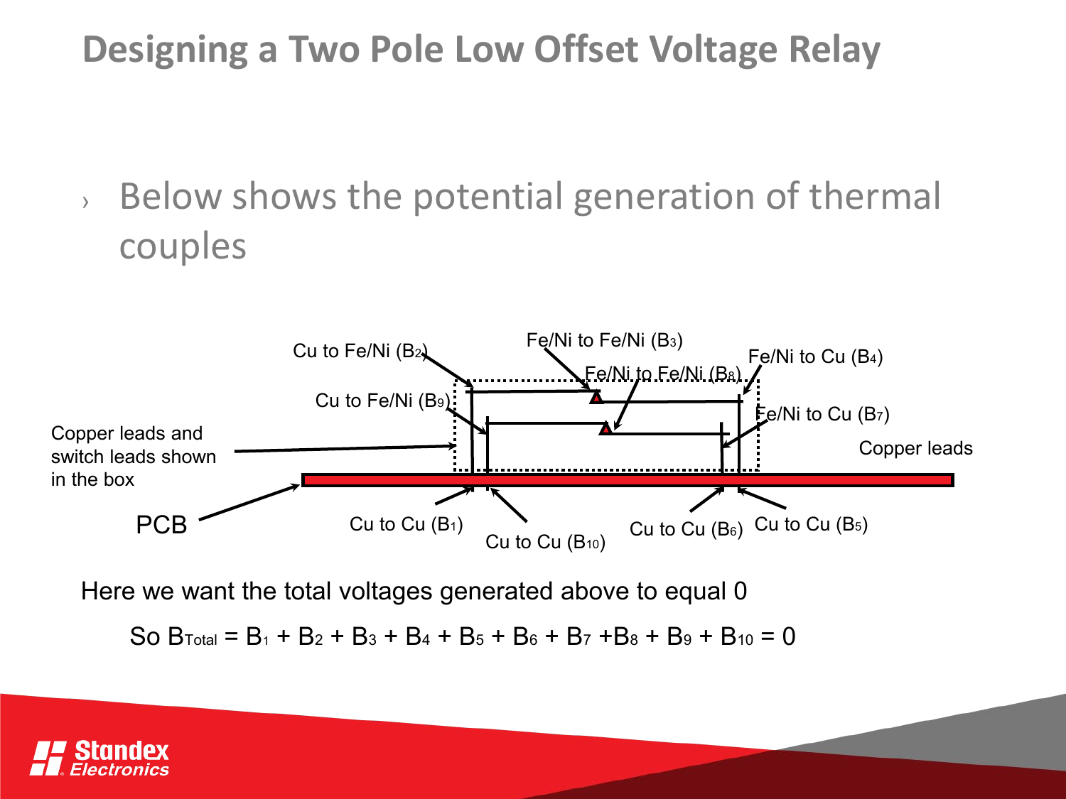# Designing a Two Pole Low Offset Voltage Relay

- Below shows the potential generation of thermal couples

Cu to Fe/Ni ($B_2$)

Fe/Ni to Fe/Ni ($B_3$)

Fe/Ni to Fe/Ni ($B_8$)

Fe/Ni to Cu ($B_4$)

Cu to Fe/Ni ($B_9$)

Fe/Ni to Cu ($B_7$)

Copper leads and switch leads shown in the box

Copper leads

PCB

Cu to Cu ($B_1$)

Cu to Cu ($B_{10}$)

Cu to Cu ($B_6$)

Cu to Cu ($B_5$)

Here we want the total voltages generated above to equal 0

So $B_{Total} = B_1 + B_2 + B_3 + B_4 + B_5 + B_6 + B_7 + B_8 + B_9 + B_{10} = 0$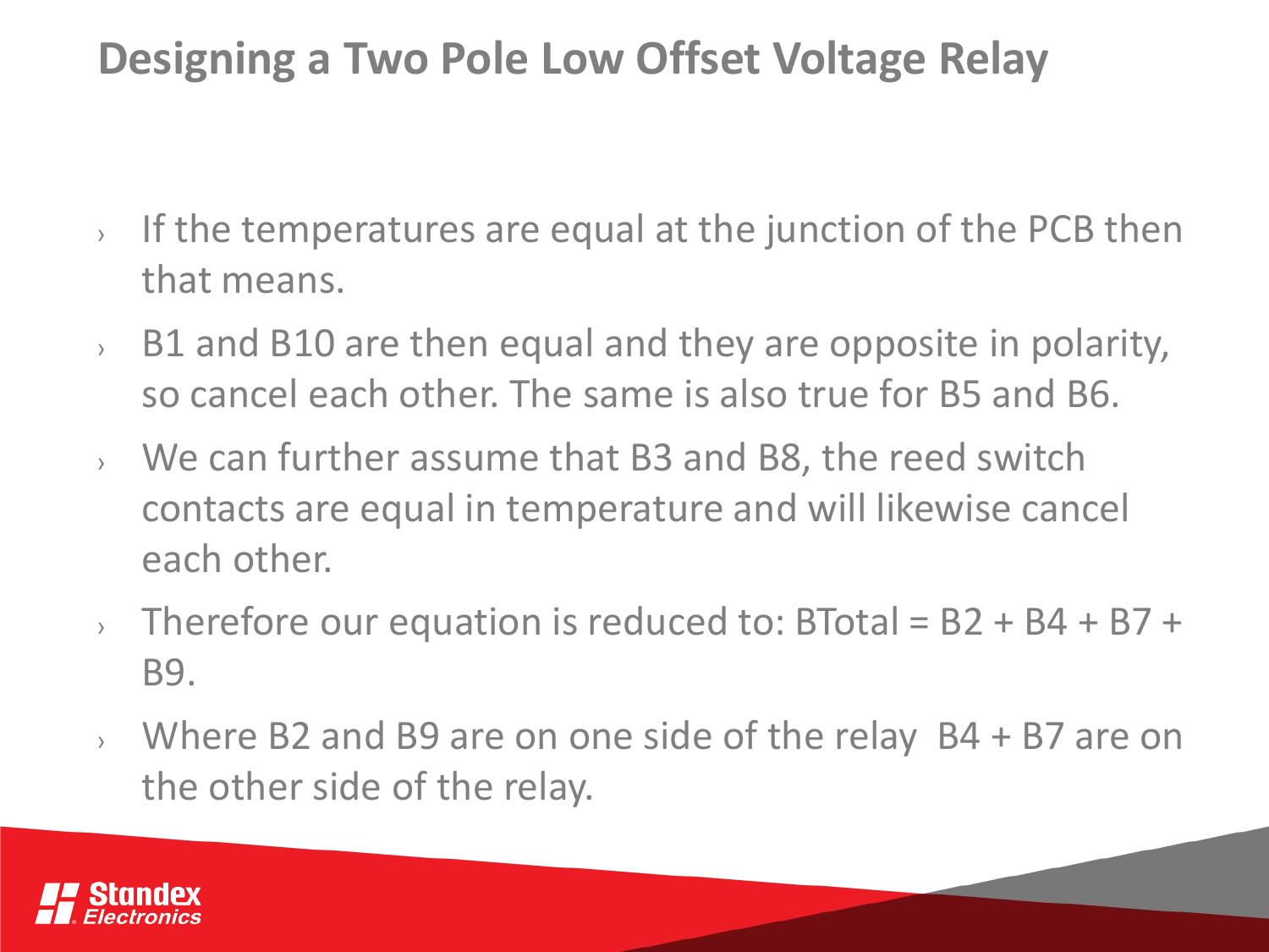# Designing a Two Pole Low Offset Voltage Relay

- If the temperatures are equal at the junction of the PCB then that means.
- B1 and B10 are then equal and they are opposite in polarity, so cancel each other. The same is also true for B5 and B6.
- We can further assume that B3 and B8, the reed switch contacts are equal in temperature and will likewise cancel each other.
- Therefore our equation is reduced to: BTotal = B2 + B4 + B7 + B9.
- Where B2 and B9 are on one side of the relay  B4 + B7 are on the other side of the relay.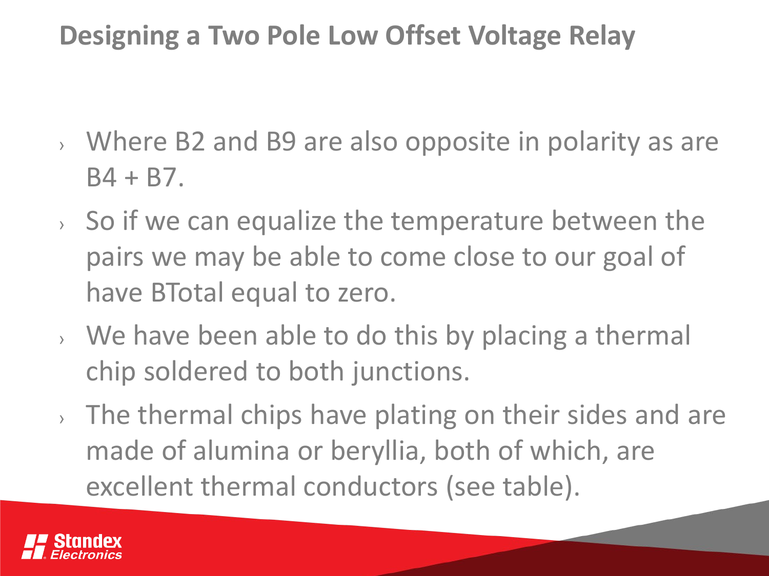## Designing a Two Pole Low Offset Voltage Relay

- Where B2 and B9 are also opposite in polarity as are B4 + B7.
- So if we can equalize the temperature between the pairs we may be able to come close to our goal of have BTotal equal to zero.
- We have been able to do this by placing a thermal chip soldered to both junctions.
- The thermal chips have plating on their sides and are made of alumina or beryllia, both of which, are excellent thermal conductors (see table).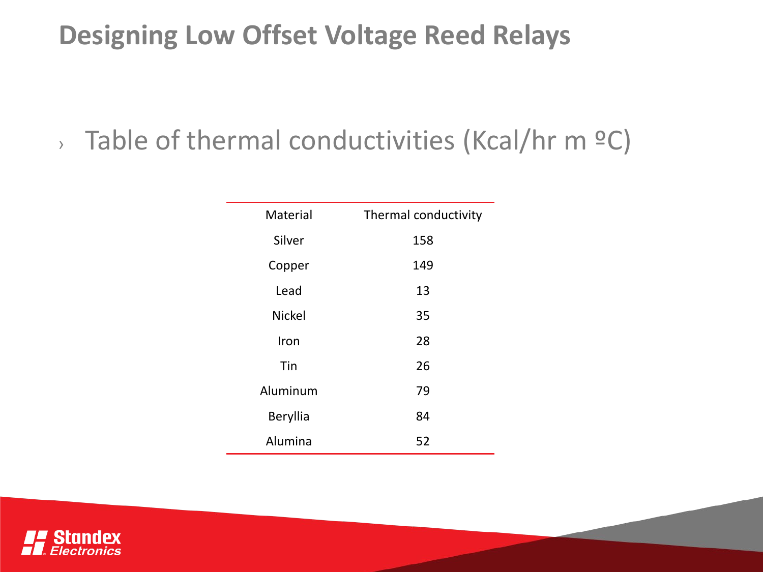# Designing Low Offset Voltage Reed Relays

- Table of thermal conductivities (Kcal/hr m ºC)

| Material | Thermal conductivity |
|---|---|
| Silver | 158 |
| Copper | 149 |
| Lead | 13 |
| Nickel | 35 |
| Iron | 28 |
| Tin | 26 |
| Aluminum | 79 |
| Beryllia | 84 |
| Alumina | 52 |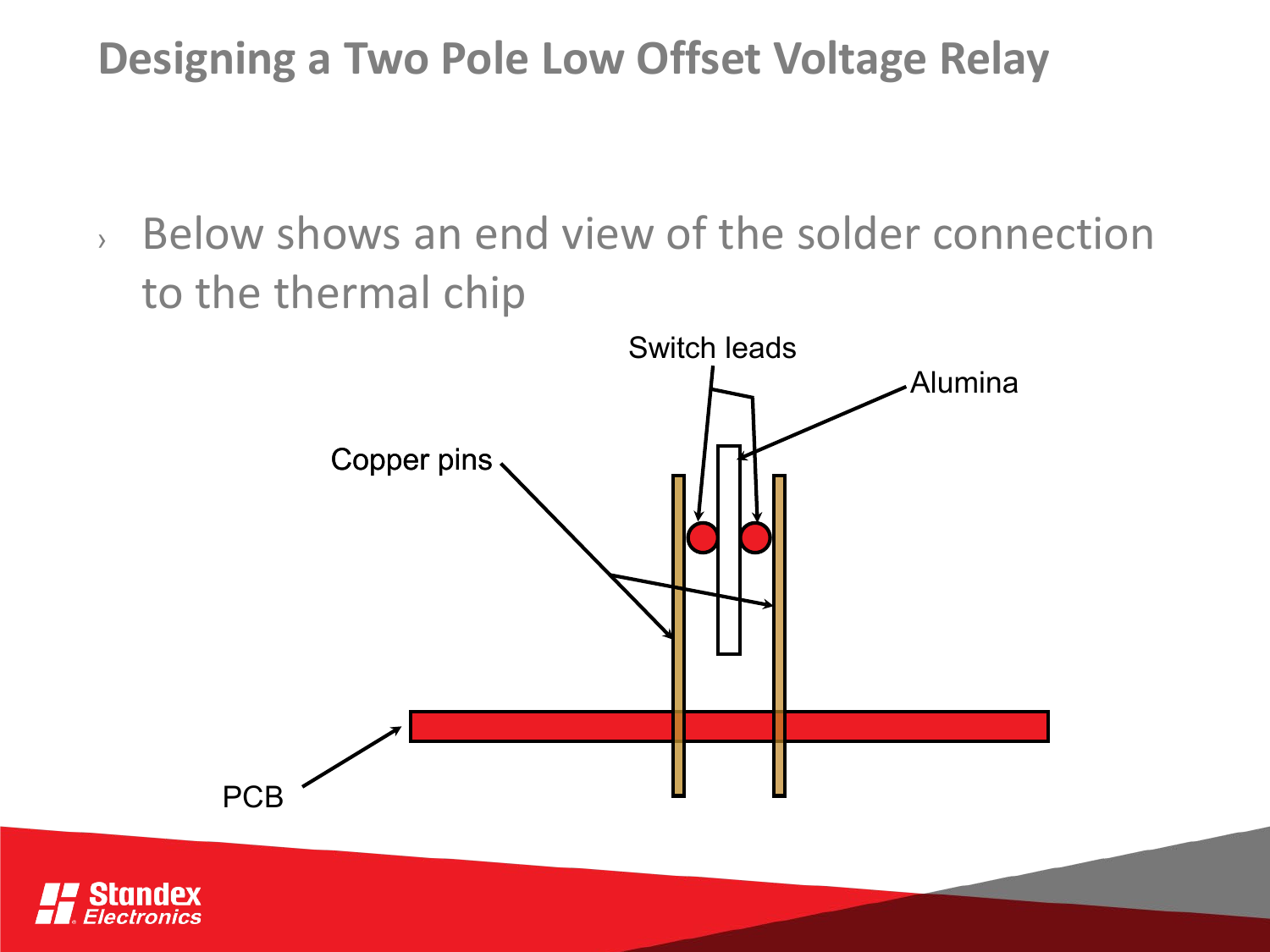# Designing a Two Pole Low Offset Voltage Relay

- Below shows an end view of the solder connection to the thermal chip

Switch leads

Alumina

Copper pins

PCB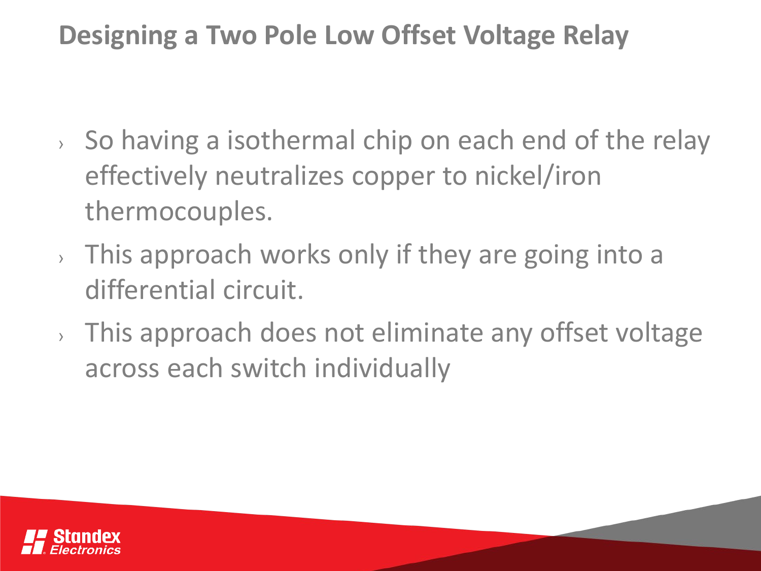# Designing a Two Pole Low Offset Voltage Relay

- So having a isothermal chip on each end of the relay effectively neutralizes copper to nickel/iron thermocouples.
- This approach works only if they are going into a differential circuit.
- This approach does not eliminate any offset voltage across each switch individually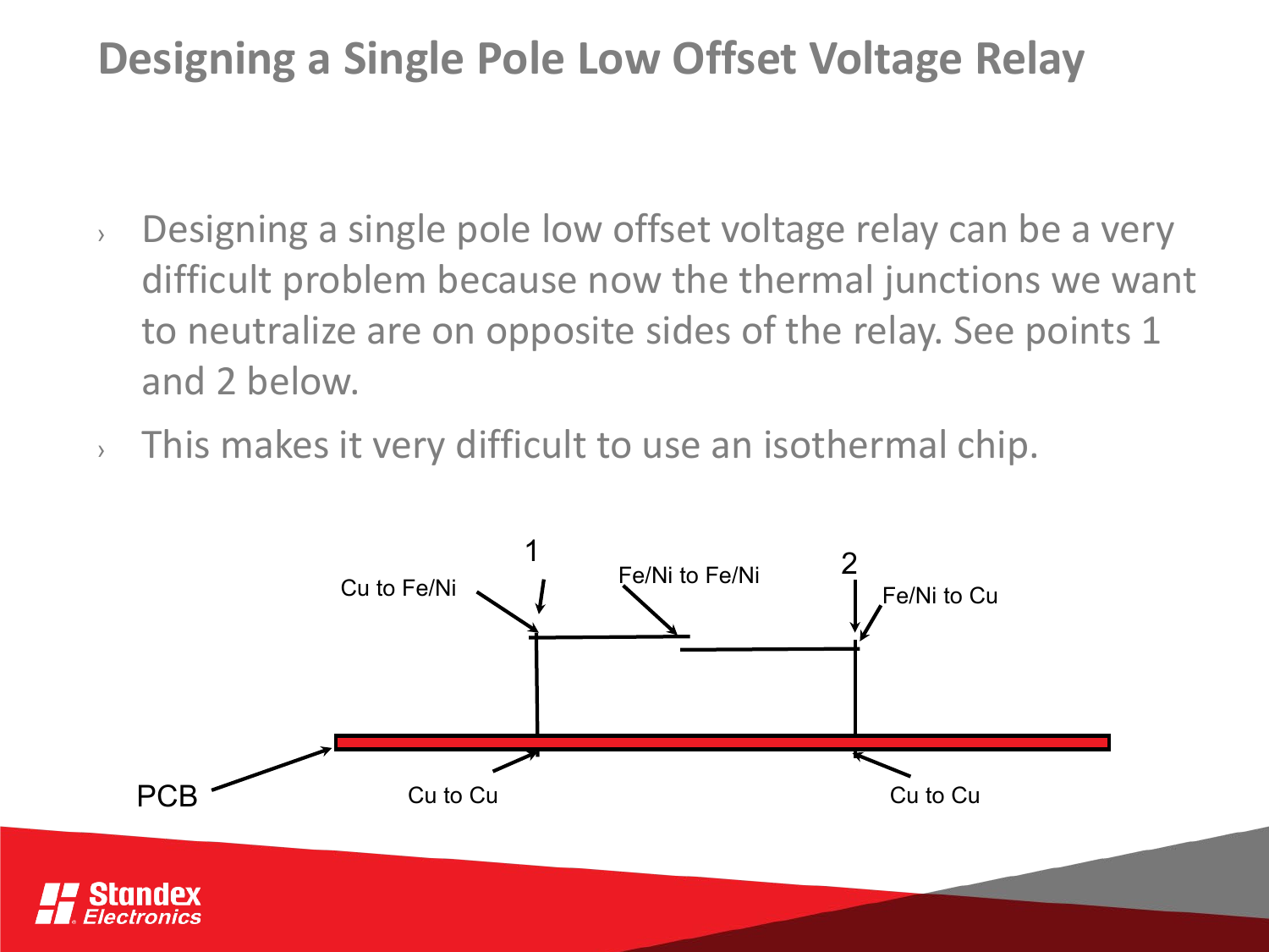# Designing a Single Pole Low Offset Voltage Relay

- Designing a single pole low offset voltage relay can be a very difficult problem because now the thermal junctions we want to neutralize are on opposite sides of the relay. See points 1 and 2 below.
- This makes it very difficult to use an isothermal chip.

1

Cu to Fe/Ni

Fe/Ni to Fe/Ni

2

Fe/Ni to Cu

PCB

Cu to Cu

Cu to Cu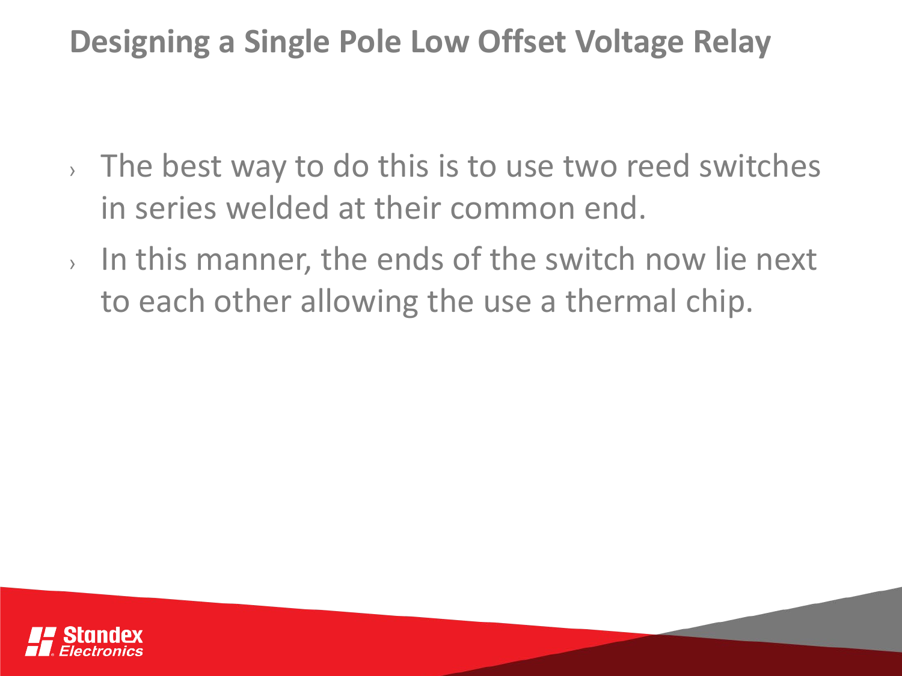# Designing a Single Pole Low Offset Voltage Relay

- The best way to do this is to use two reed switches in series welded at their common end.
- In this manner, the ends of the switch now lie next to each other allowing the use a thermal chip.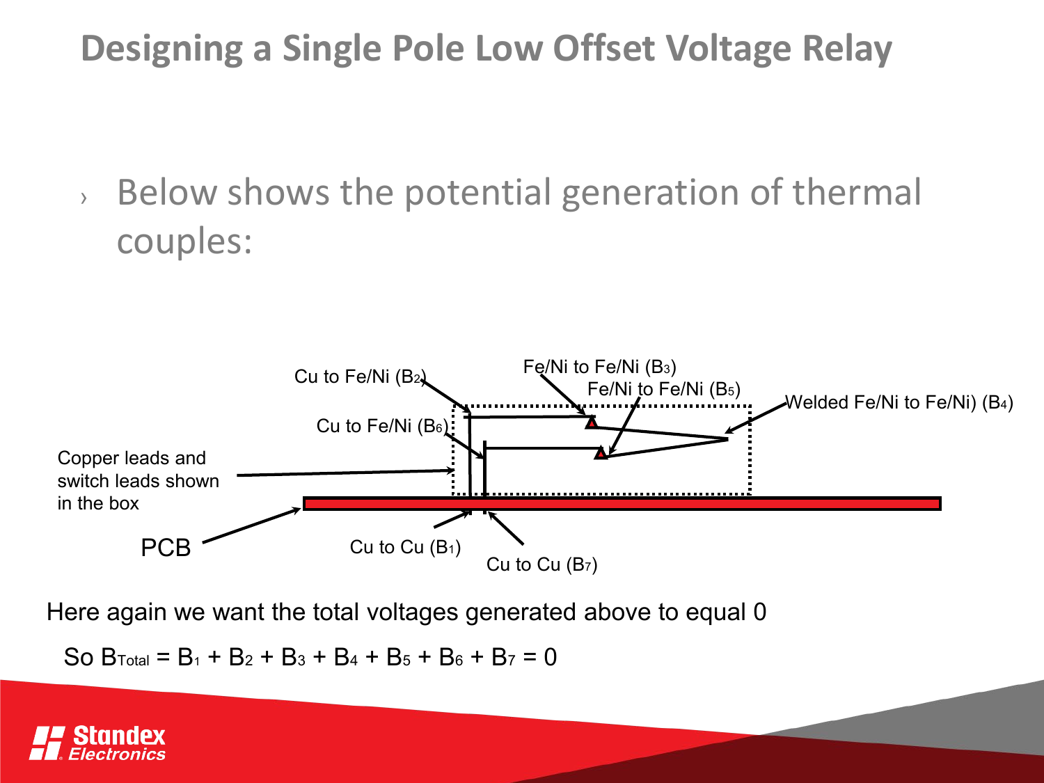# Designing a Single Pole Low Offset Voltage Relay

- Below shows the potential generation of thermal couples:

Cu to Fe/Ni ($B_2$)

Fe/Ni to Fe/Ni ($B_3$)

Fe/Ni to Fe/Ni ($B_5$)

Welded Fe/Ni to Fe/Ni) ($B_4$)

Cu to Fe/Ni ($B_6$)

Copper leads and switch leads shown in the box

PCB

Cu to Cu ($B_1$)

Cu to Cu ($B_7$)

Here again we want the total voltages generated above to equal 0

So $B_{Total} = B_1 + B_2 + B_3 + B_4 + B_5 + B_6 + B_7 = 0$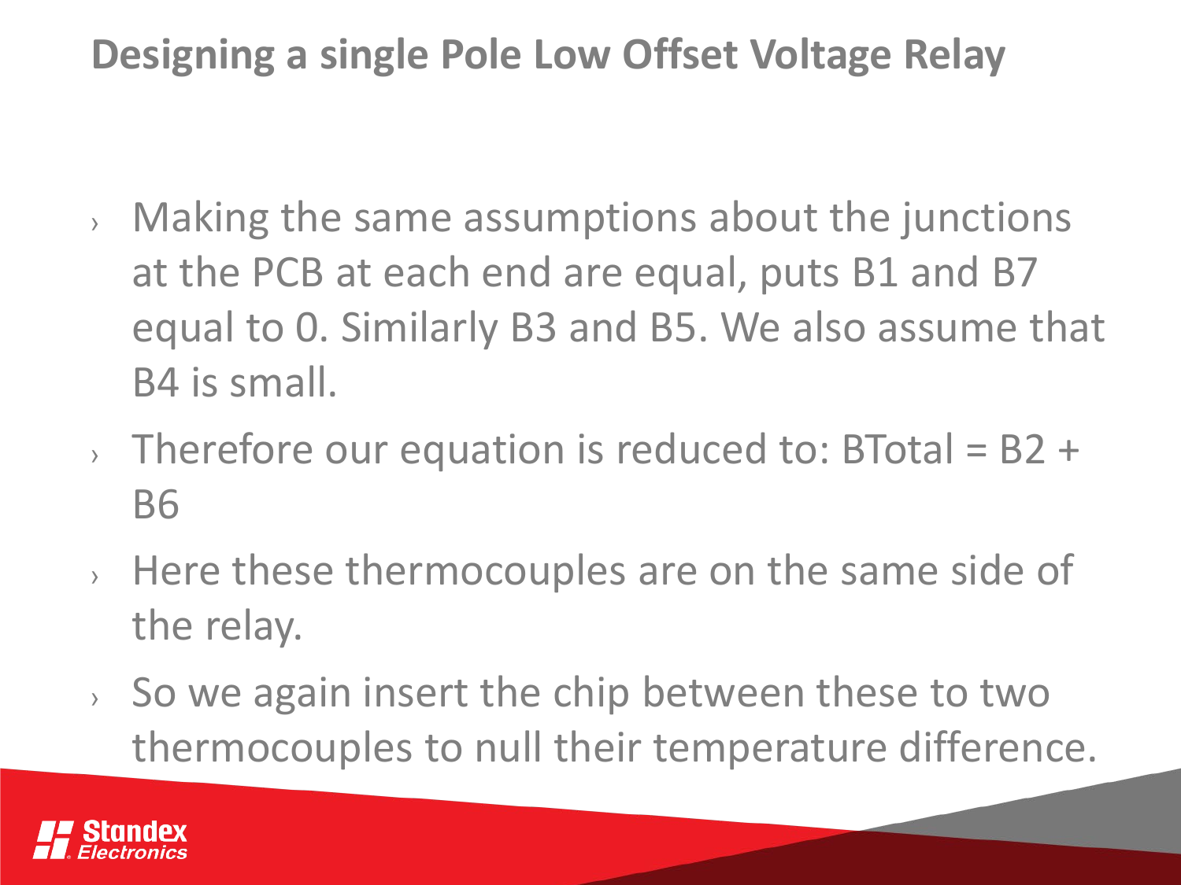# Designing a single Pole Low Offset Voltage Relay

- Making the same assumptions about the junctions at the PCB at each end are equal, puts B1 and B7 equal to 0. Similarly B3 and B5. We also assume that B4 is small.
- Therefore our equation is reduced to: BTotal = B2 + B6
- Here these thermocouples are on the same side of the relay.
- So we again insert the chip between these to two thermocouples to null their temperature difference.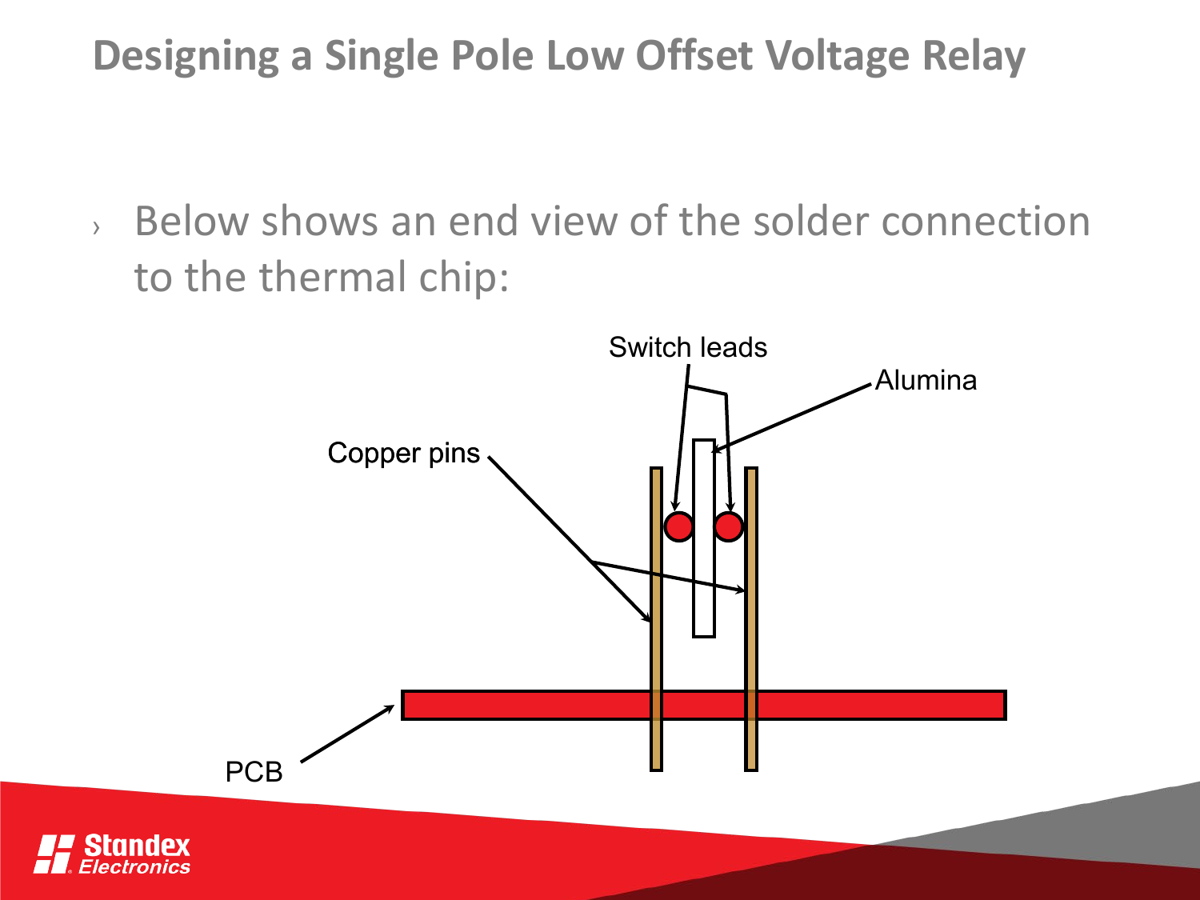# Designing a Single Pole Low Offset Voltage Relay

- Below shows an end view of the solder connection to the thermal chip:

Switch leads

Alumina

Copper pins

PCB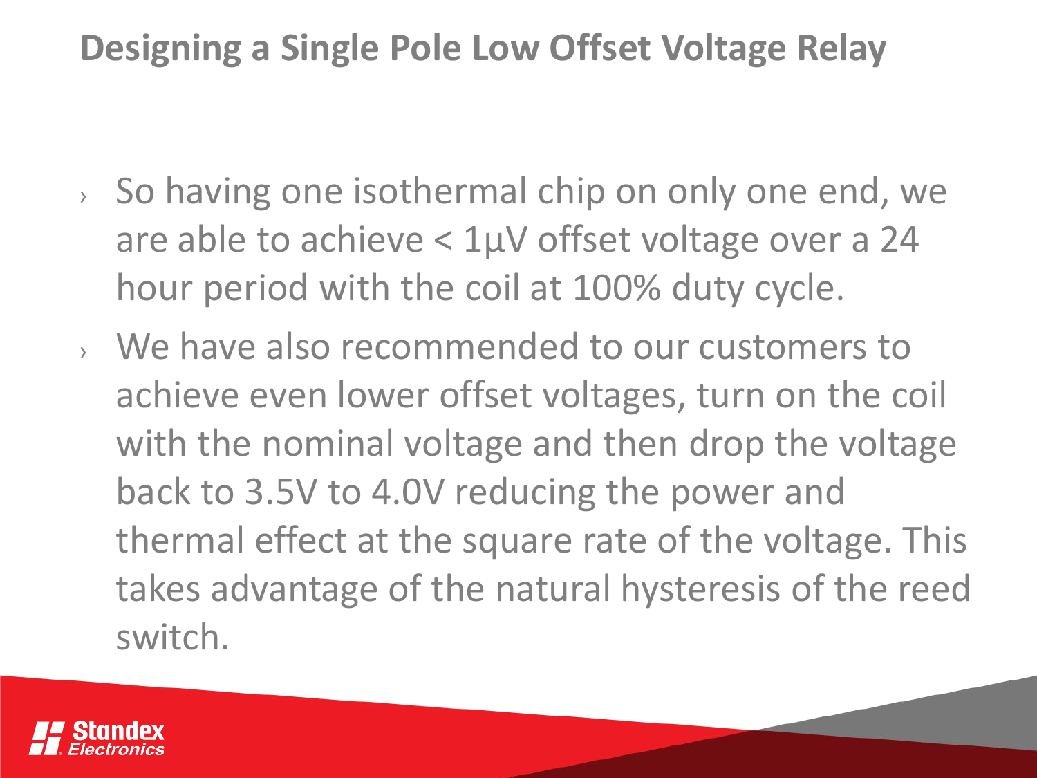# Designing a Single Pole Low Offset Voltage Relay

- So having one isothermal chip on only one end, we are able to achieve < 1µV offset voltage over a 24 hour period with the coil at 100% duty cycle.
- We have also recommended to our customers to achieve even lower offset voltages, turn on the coil with the nominal voltage and then drop the voltage back to 3.5V to 4.0V reducing the power and thermal effect at the square rate of the voltage. This takes advantage of the natural hysteresis of the reed switch.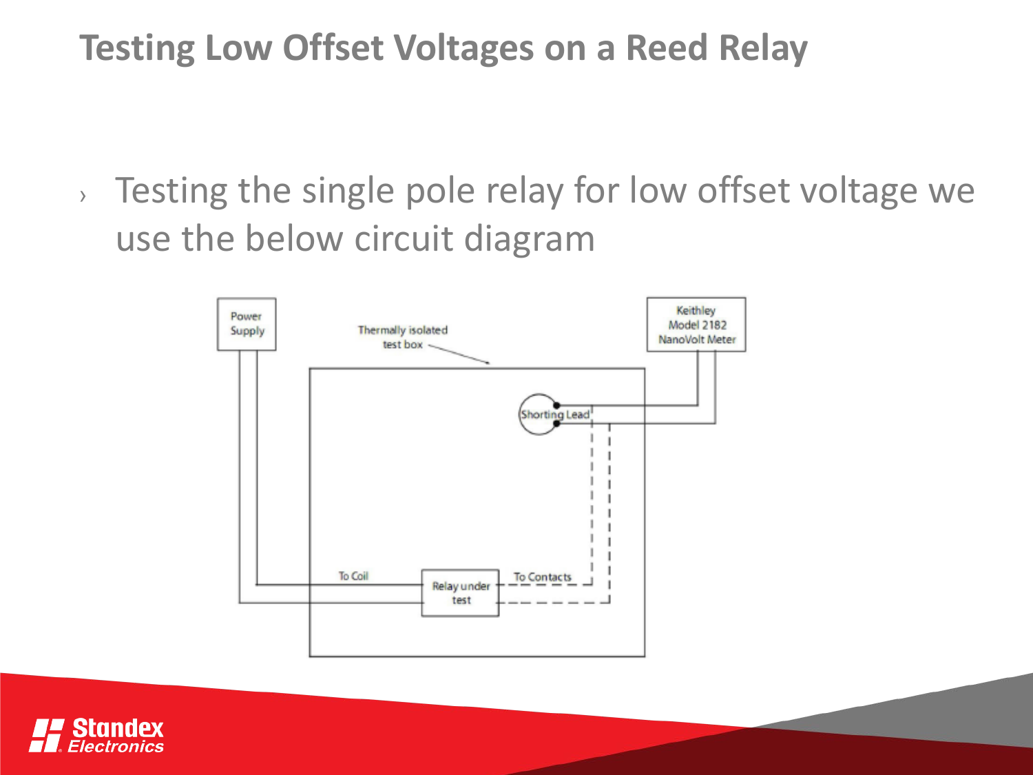# Testing Low Offset Voltages on a Reed Relay

- Testing the single pole relay for low offset voltage we use the below circuit diagram

Power Supply

Thermally isolated test box

Keithley Model 2182 NanoVolt Meter

Shorting Lead

To Coil

Relay under test

To Contacts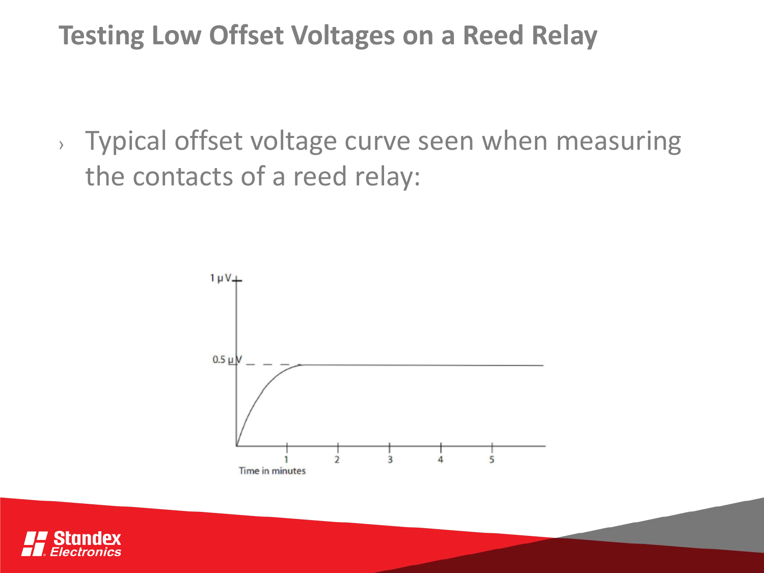# Testing Low Offset Voltages on a Reed Relay

- Typical offset voltage curve seen when measuring the contacts of a reed relay: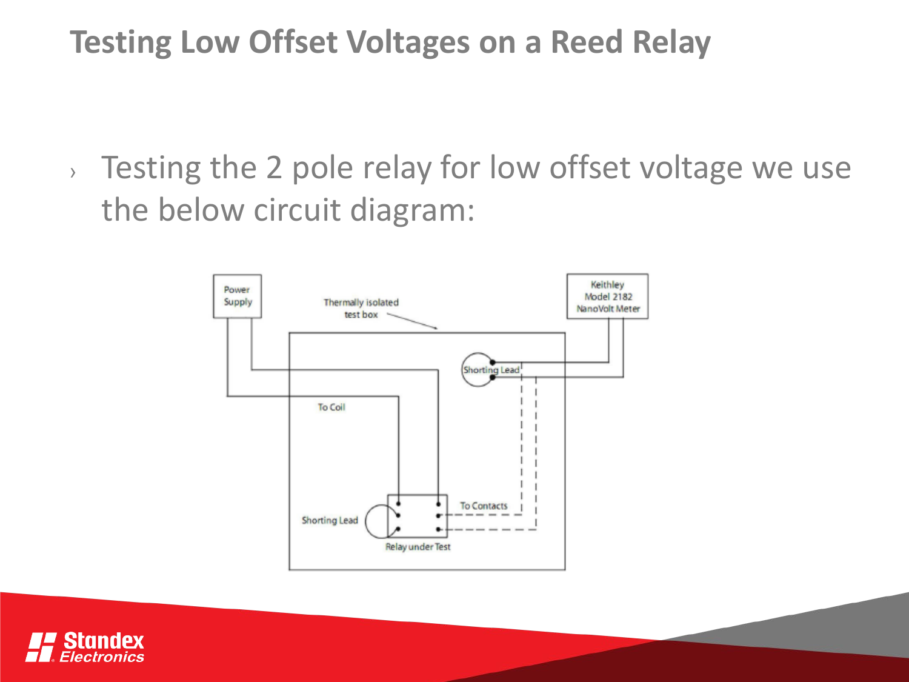# Testing Low Offset Voltages on a Reed Relay

- Testing the 2 pole relay for low offset voltage we use the below circuit diagram: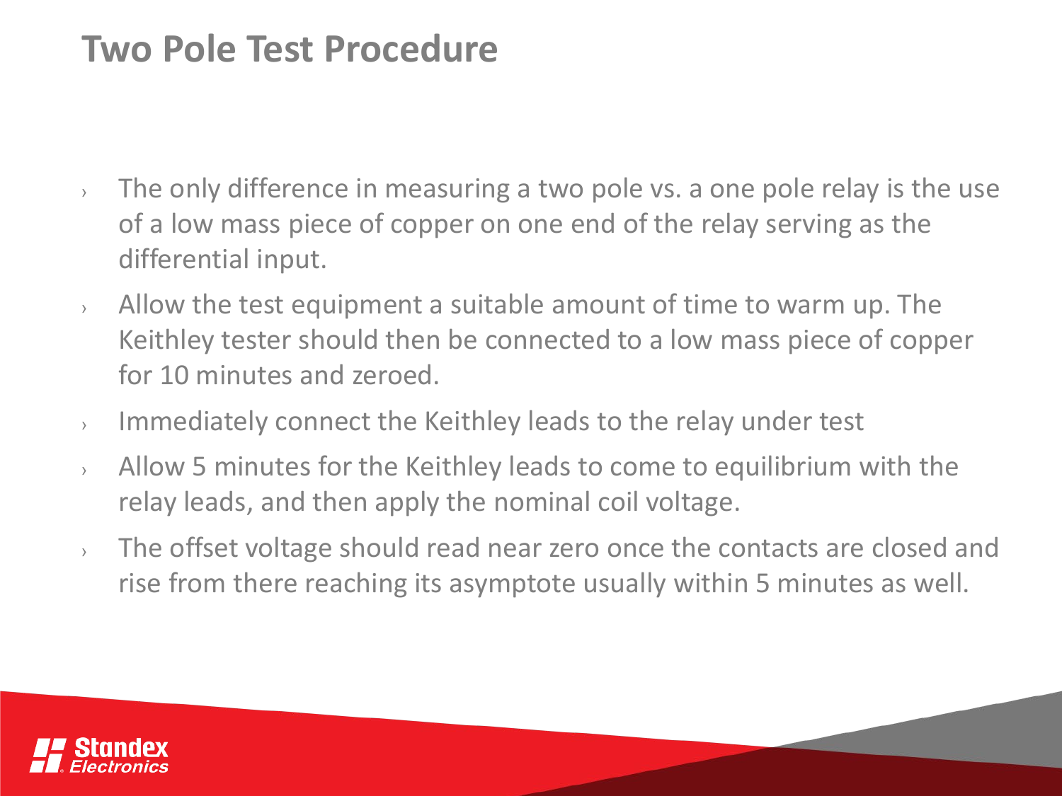# Two Pole Test Procedure

- The only difference in measuring a two pole vs. a one pole relay is the use of a low mass piece of copper on one end of the relay serving as the differential input.
- Allow the test equipment a suitable amount of time to warm up. The Keithley tester should then be connected to a low mass piece of copper for 10 minutes and zeroed.
- Immediately connect the Keithley leads to the relay under test
- Allow 5 minutes for the Keithley leads to come to equilibrium with the relay leads, and then apply the nominal coil voltage.
- The offset voltage should read near zero once the contacts are closed and rise from there reaching its asymptote usually within 5 minutes as well.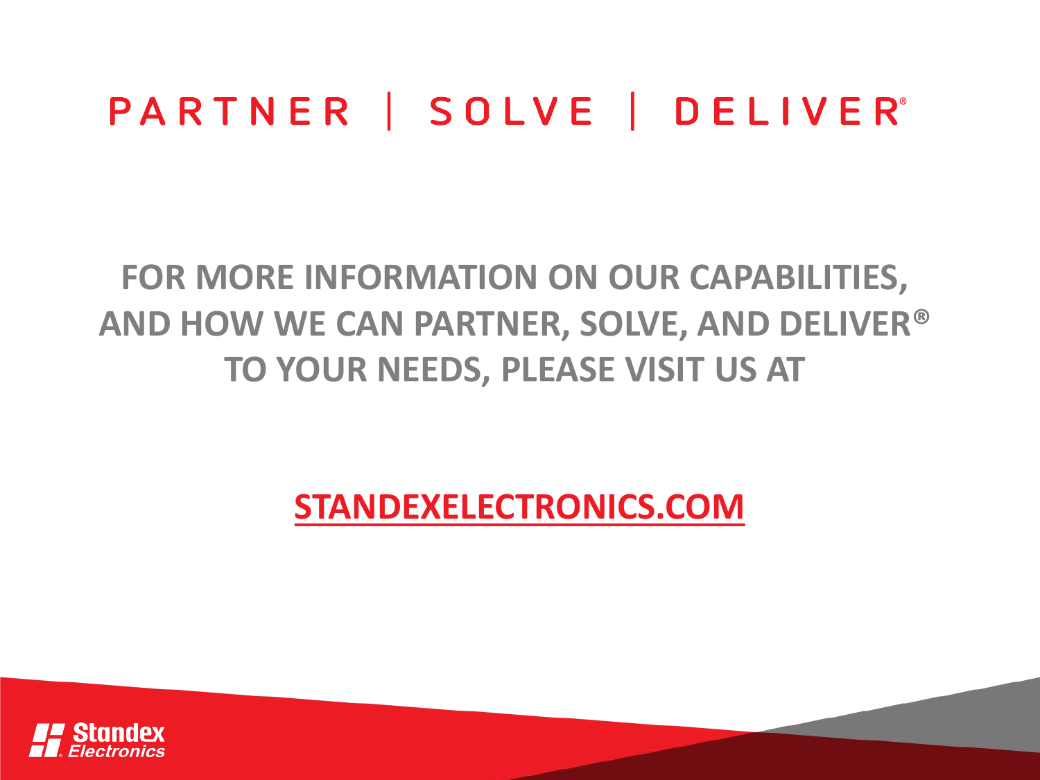# PARTNER | SOLVE | DELIVER®

**FOR MORE INFORMATION ON OUR CAPABILITIES, AND HOW WE CAN PARTNER, SOLVE, AND DELIVER® TO YOUR NEEDS, PLEASE VISIT US AT**

**STANDEXELECTRONICS.COM**

Standex Electronics